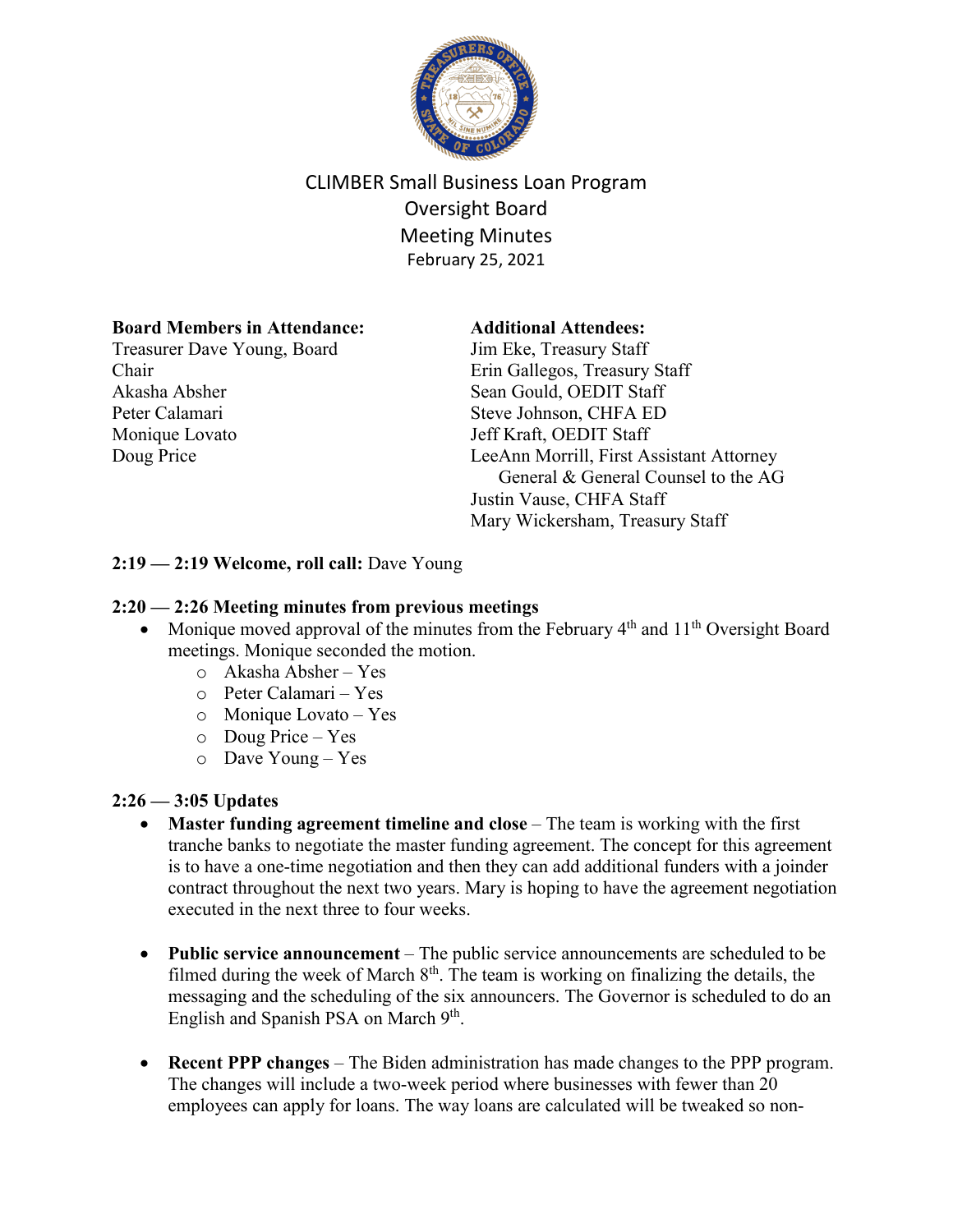# CLIMBER Small Business Loan Program Oversight Board Meeting Minutes

February 25, 2021

**Board Members in Attendance:**
Treasurer Dave Young, Board Chair
Akasha Absher
Peter Calamari
Monique Lovato
Doug Price

**Additional Attendees:**
Jim Eke, Treasury Staff
Erin Gallegos, Treasury Staff
Sean Gould, OEDIT Staff
Steve Johnson, CHFA ED
Jeff Kraft, OEDIT Staff
LeeAnn Morrill, First Assistant Attorney General & General Counsel to the AG
Justin Vause, CHFA Staff
Mary Wickersham, Treasury Staff

**2:19 — 2:19 Welcome, roll call:** Dave Young

**2:20 — 2:26 Meeting minutes from previous meetings**

- Monique moved approval of the minutes from the February 4th and 11th Oversight Board meetings. Monique seconded the motion.
    - Akasha Absher – Yes
    - Peter Calamari – Yes
    - Monique Lovato – Yes
    - Doug Price – Yes
    - Dave Young – Yes

**2:26 — 3:05 Updates**

- **Master funding agreement timeline and close** – The team is working with the first tranche banks to negotiate the master funding agreement. The concept for this agreement is to have a one-time negotiation and then they can add additional funders with a joinder contract throughout the next two years. Mary is hoping to have the agreement negotiation executed in the next three to four weeks.

- **Public service announcement** – The public service announcements are scheduled to be filmed during the week of March 8th. The team is working on finalizing the details, the messaging and the scheduling of the six announcers. The Governor is scheduled to do an English and Spanish PSA on March 9th.

- **Recent PPP changes** – The Biden administration has made changes to the PPP program. The changes will include a two-week period where businesses with fewer than 20 employees can apply for loans. The way loans are calculated will be tweaked so non-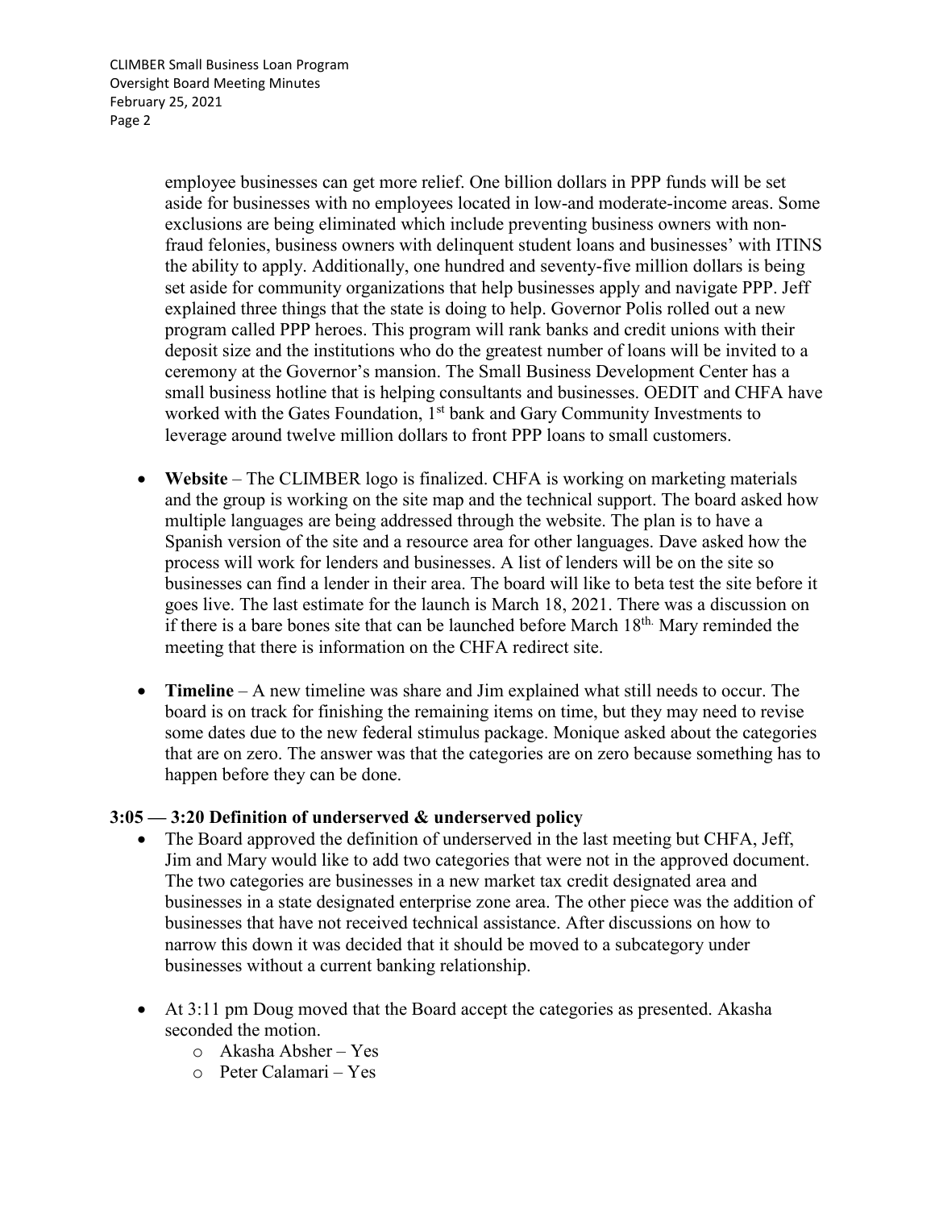employee businesses can get more relief. One billion dollars in PPP funds will be set aside for businesses with no employees located in low-and moderate-income areas. Some exclusions are being eliminated which include preventing business owners with non-fraud felonies, business owners with delinquent student loans and businesses' with ITINS the ability to apply. Additionally, one hundred and seventy-five million dollars is being set aside for community organizations that help businesses apply and navigate PPP. Jeff explained three things that the state is doing to help. Governor Polis rolled out a new program called PPP heroes. This program will rank banks and credit unions with their deposit size and the institutions who do the greatest number of loans will be invited to a ceremony at the Governor's mansion. The Small Business Development Center has a small business hotline that is helping consultants and businesses. OEDIT and CHFA have worked with the Gates Foundation, 1st bank and Gary Community Investments to leverage around twelve million dollars to front PPP loans to small customers.

- **Website** – The CLIMBER logo is finalized. CHFA is working on marketing materials and the group is working on the site map and the technical support. The board asked how multiple languages are being addressed through the website. The plan is to have a Spanish version of the site and a resource area for other languages. Dave asked how the process will work for lenders and businesses. A list of lenders will be on the site so businesses can find a lender in their area. The board will like to beta test the site before it goes live. The last estimate for the launch is March 18, 2021. There was a discussion on if there is a bare bones site that can be launched before March 18th. Mary reminded the meeting that there is information on the CHFA redirect site.

- **Timeline** – A new timeline was share and Jim explained what still needs to occur. The board is on track for finishing the remaining items on time, but they may need to revise some dates due to the new federal stimulus package. Monique asked about the categories that are on zero. The answer was that the categories are on zero because something has to happen before they can be done.

### 3:05 — 3:20 Definition of underserved & underserved policy

- The Board approved the definition of underserved in the last meeting but CHFA, Jeff, Jim and Mary would like to add two categories that were not in the approved document. The two categories are businesses in a new market tax credit designated area and businesses in a state designated enterprise zone area. The other piece was the addition of businesses that have not received technical assistance. After discussions on how to narrow this down it was decided that it should be moved to a subcategory under businesses without a current banking relationship.

- At 3:11 pm Doug moved that the Board accept the categories as presented. Akasha seconded the motion.
  - Akasha Absher – Yes
  - Peter Calamari – Yes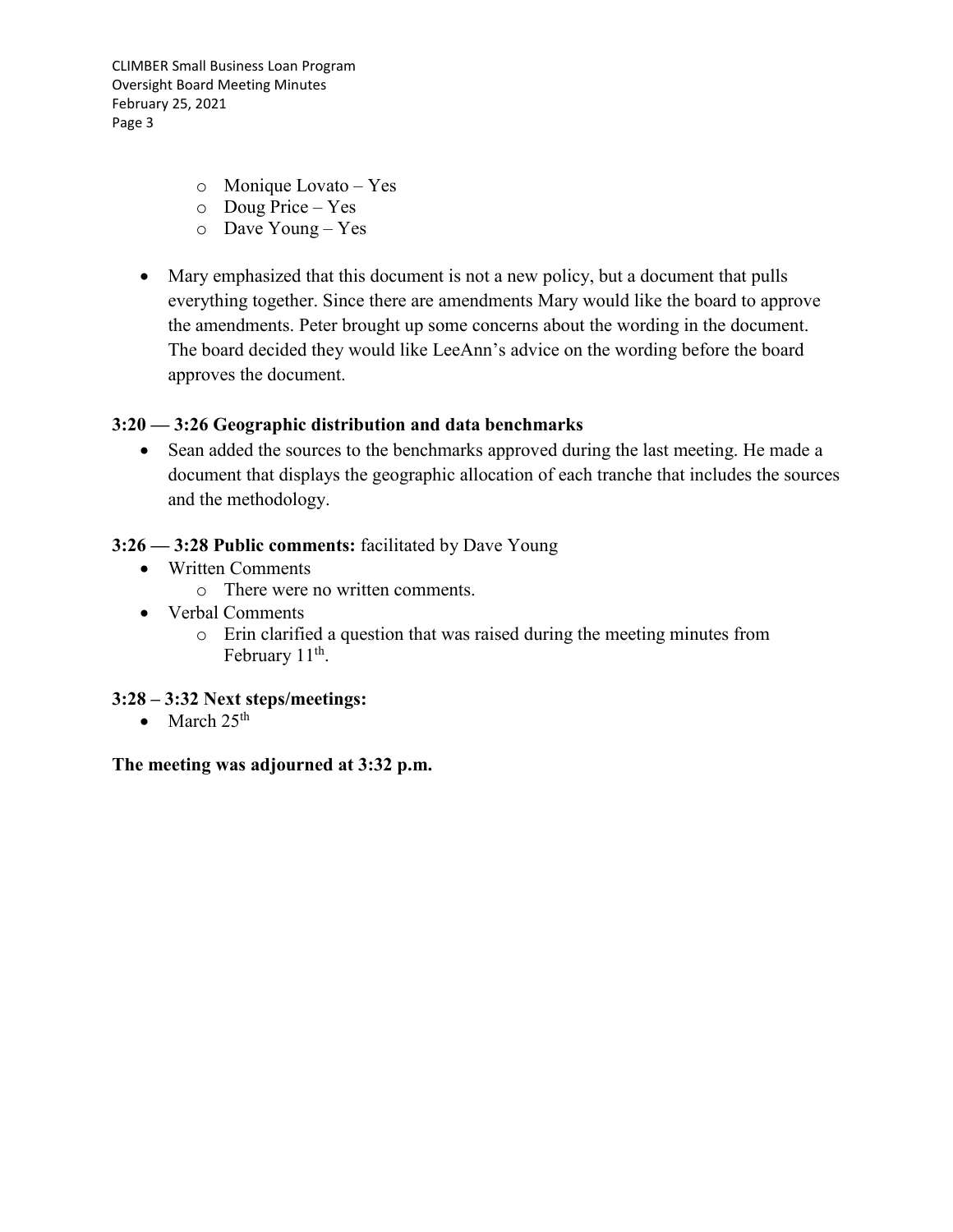- Monique Lovato – Yes
    - Doug Price – Yes
    - Dave Young – Yes

- Mary emphasized that this document is not a new policy, but a document that pulls everything together. Since there are amendments Mary would like the board to approve the amendments. Peter brought up some concerns about the wording in the document. The board decided they would like LeeAnn's advice on the wording before the board approves the document.

**3:20 — 3:26 Geographic distribution and data benchmarks**

- Sean added the sources to the benchmarks approved during the last meeting. He made a document that displays the geographic allocation of each tranche that includes the sources and the methodology.

**3:26 — 3:28 Public comments:** facilitated by Dave Young

- Written Comments
    - There were no written comments.
- Verbal Comments
    - Erin clarified a question that was raised during the meeting minutes from February 11th.

**3:28 – 3:32 Next steps/meetings:**

- March 25th

**The meeting was adjourned at 3:32 p.m.**